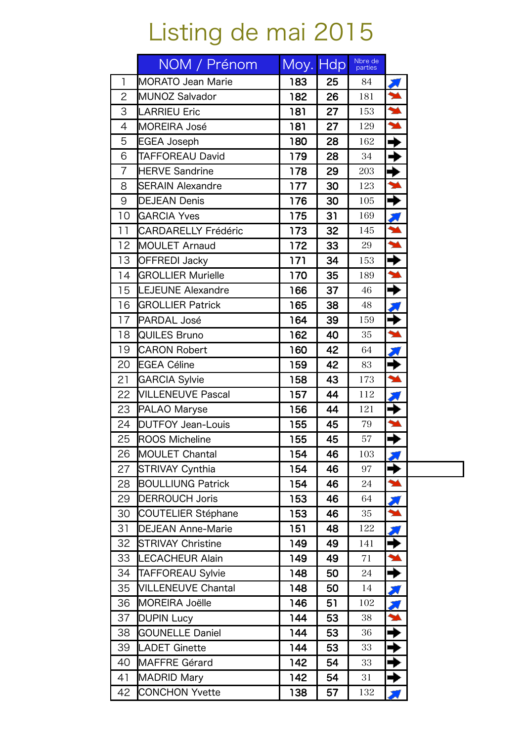# Listing de mai 2015

| | NOM / Prénom | Moy. | Hdp | Nbre de parties | |
|---|---|---|---|---|---|
| 1 | MORATO Jean Marie | 183 | 25 | 84 | ↗ |
| 2 | MUNOZ Salvador | 182 | 26 | 181 | ↘ |
| 3 | LARRIEU Eric | 181 | 27 | 153 | ↘ |
| 4 | MOREIRA José | 181 | 27 | 129 | ↘ |
| 5 | EGEA Joseph | 180 | 28 | 162 | → |
| 6 | TAFFOREAU David | 179 | 28 | 34 | → |
| 7 | HERVE Sandrine | 178 | 29 | 203 | → |
| 8 | SERAIN Alexandre | 177 | 30 | 123 | ↘ |
| 9 | DEJEAN Denis | 176 | 30 | 105 | → |
| 10 | GARCIA Yves | 175 | 31 | 169 | ↗ |
| 11 | CARDARELLY Frédéric | 173 | 32 | 145 | ↘ |
| 12 | MOULET Arnaud | 172 | 33 | 29 | ↘ |
| 13 | OFFREDI Jacky | 171 | 34 | 153 | → |
| 14 | GROLLIER Murielle | 170 | 35 | 189 | ↘ |
| 15 | LEJEUNE Alexandre | 166 | 37 | 46 | → |
| 16 | GROLLIER Patrick | 165 | 38 | 48 | ↗ |
| 17 | PARDAL José | 164 | 39 | 159 | → |
| 18 | QUILES Bruno | 162 | 40 | 35 | ↘ |
| 19 | CARON Robert | 160 | 42 | 64 | ↗ |
| 20 | EGEA Céline | 159 | 42 | 83 | → |
| 21 | GARCIA Sylvie | 158 | 43 | 173 | ↘ |
| 22 | VILLENEUVE Pascal | 157 | 44 | 112 | ↗ |
| 23 | PALAO Maryse | 156 | 44 | 121 | → |
| 24 | DUTFOY Jean-Louis | 155 | 45 | 79 | ↘ |
| 25 | ROOS Micheline | 155 | 45 | 57 | → |
| 26 | MOULET Chantal | 154 | 46 | 103 | ↗ |
| 27 | STRIVAY Cynthia | 154 | 46 | 97 | → |
| 28 | BOULLIUNG Patrick | 154 | 46 | 24 | ↘ |
| 29 | DERROUCH Joris | 153 | 46 | 64 | ↗ |
| 30 | COUTELIER Stéphane | 153 | 46 | 35 | ↘ |
| 31 | DEJEAN Anne-Marie | 151 | 48 | 122 | ↗ |
| 32 | STRIVAY Christine | 149 | 49 | 141 | → |
| 33 | LECACHEUR Alain | 149 | 49 | 71 | ↘ |
| 34 | TAFFOREAU Sylvie | 148 | 50 | 24 | → |
| 35 | VILLENEUVE Chantal | 148 | 50 | 14 | ↗ |
| 36 | MOREIRA Joëlle | 146 | 51 | 102 | ↗ |
| 37 | DUPIN Lucy | 144 | 53 | 38 | ↘ |
| 38 | GOUNELLE Daniel | 144 | 53 | 36 | → |
| 39 | LADET Ginette | 144 | 53 | 33 | → |
| 40 | MAFFRE Gérard | 142 | 54 | 33 | → |
| 41 | MADRID Mary | 142 | 54 | 31 | → |
| 42 | CONCHON Yvette | 138 | 57 | 132 | ↗ |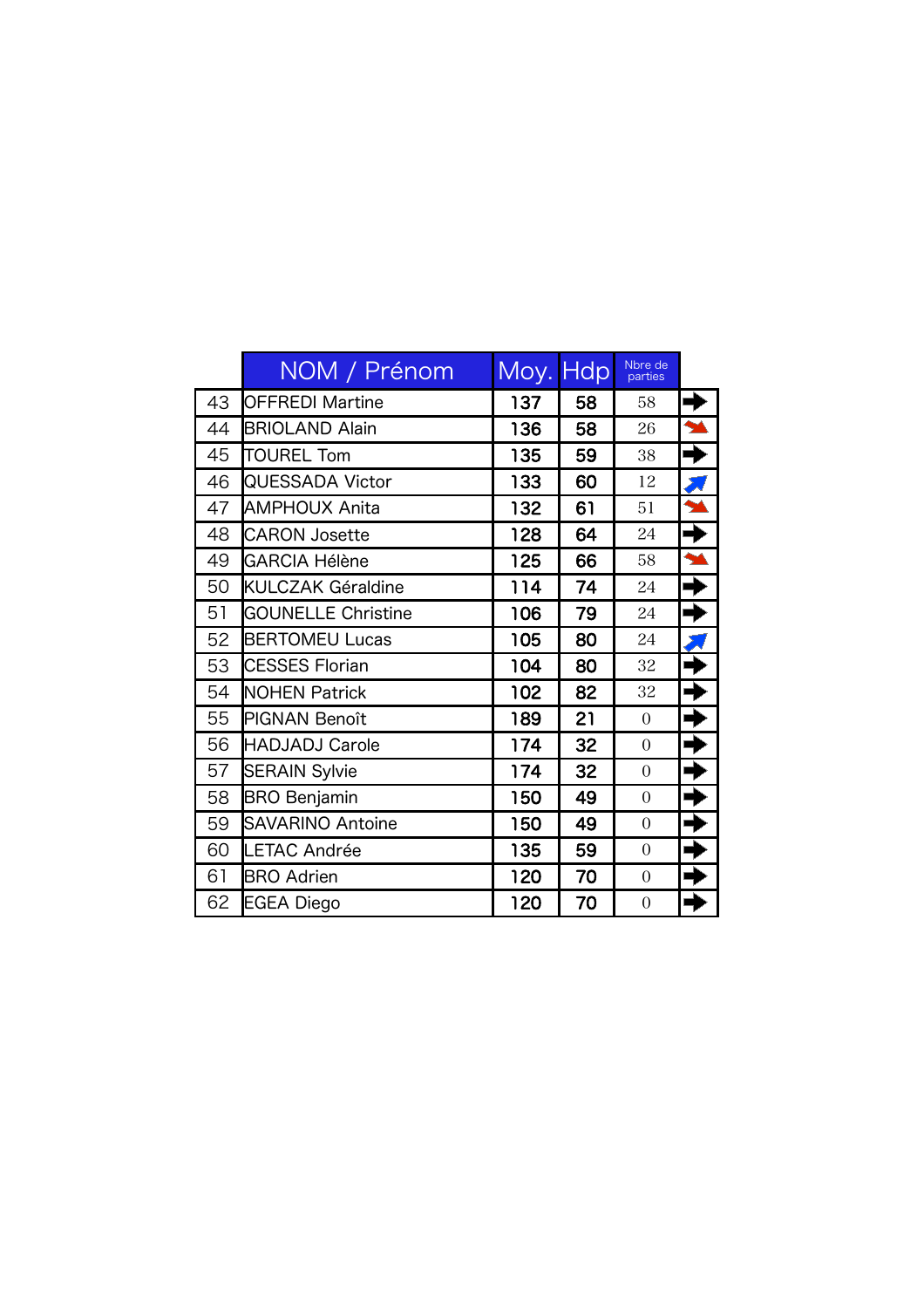| | NOM / Prénom | Moy. | Hdp | Nbre de parties | |
|---|---|---|---|---|---|
| 43 | OFFREDI Martine | 137 | 58 | 58 | ➡ |
| 44 | BRIOLAND Alain | 136 | 58 | 26 | ↘ |
| 45 | TOUREL Tom | 135 | 59 | 38 | ➡ |
| 46 | QUESSADA Victor | 133 | 60 | 12 | ↗ |
| 47 | AMPHOUX Anita | 132 | 61 | 51 | ↘ |
| 48 | CARON Josette | 128 | 64 | 24 | ➡ |
| 49 | GARCIA Hélène | 125 | 66 | 58 | ↘ |
| 50 | KULCZAK Géraldine | 114 | 74 | 24 | ➡ |
| 51 | GOUNELLE Christine | 106 | 79 | 24 | ➡ |
| 52 | BERTOMEU Lucas | 105 | 80 | 24 | ↗ |
| 53 | CESSES Florian | 104 | 80 | 32 | ➡ |
| 54 | NOHEN Patrick | 102 | 82 | 32 | ➡ |
| 55 | PIGNAN Benoît | 189 | 21 | 0 | ➡ |
| 56 | HADJADJ Carole | 174 | 32 | 0 | ➡ |
| 57 | SERAIN Sylvie | 174 | 32 | 0 | ➡ |
| 58 | BRO Benjamin | 150 | 49 | 0 | ➡ |
| 59 | SAVARINO Antoine | 150 | 49 | 0 | ➡ |
| 60 | LETAC Andrée | 135 | 59 | 0 | ➡ |
| 61 | BRO Adrien | 120 | 70 | 0 | ➡ |
| 62 | EGEA Diego | 120 | 70 | 0 | ➡ |